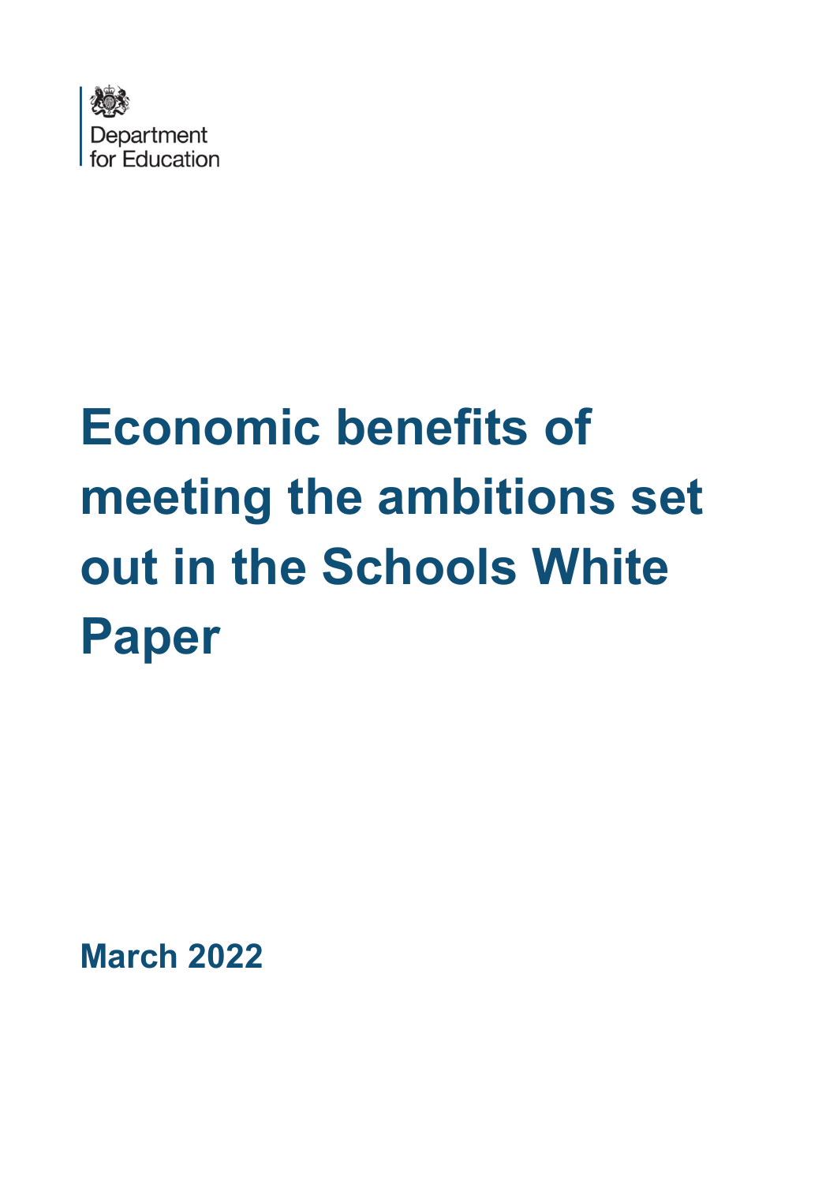Department for Education

# Economic benefits of meeting the ambitions set out in the Schools White Paper

**March 2022**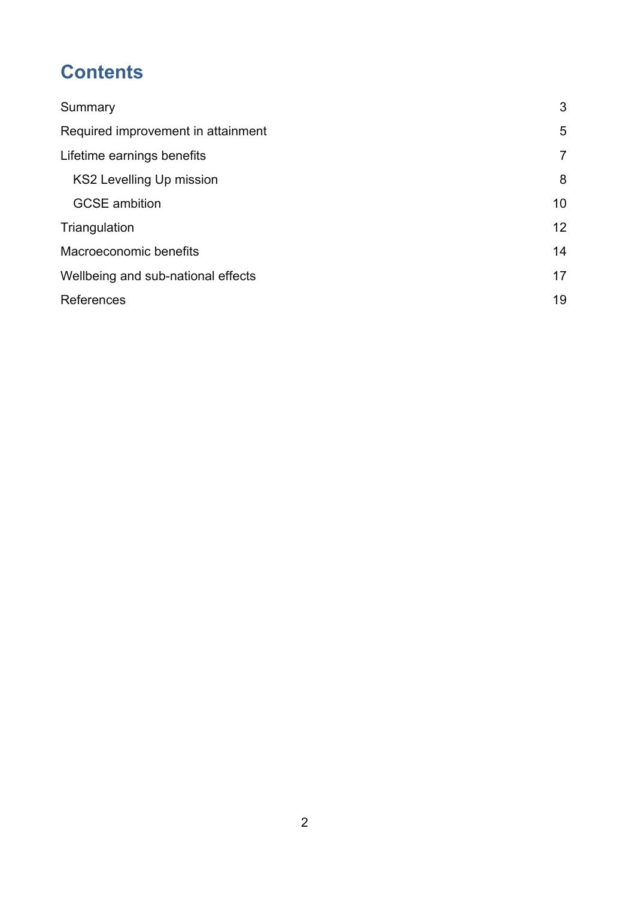# Contents

| | |
|---|---|
| Summary | 3 |
| Required improvement in attainment | 5 |
| Lifetime earnings benefits | 7 |
| KS2 Levelling Up mission | 8 |
| GCSE ambition | 10 |
| Triangulation | 12 |
| Macroeconomic benefits | 14 |
| Wellbeing and sub-national effects | 17 |
| References | 19 |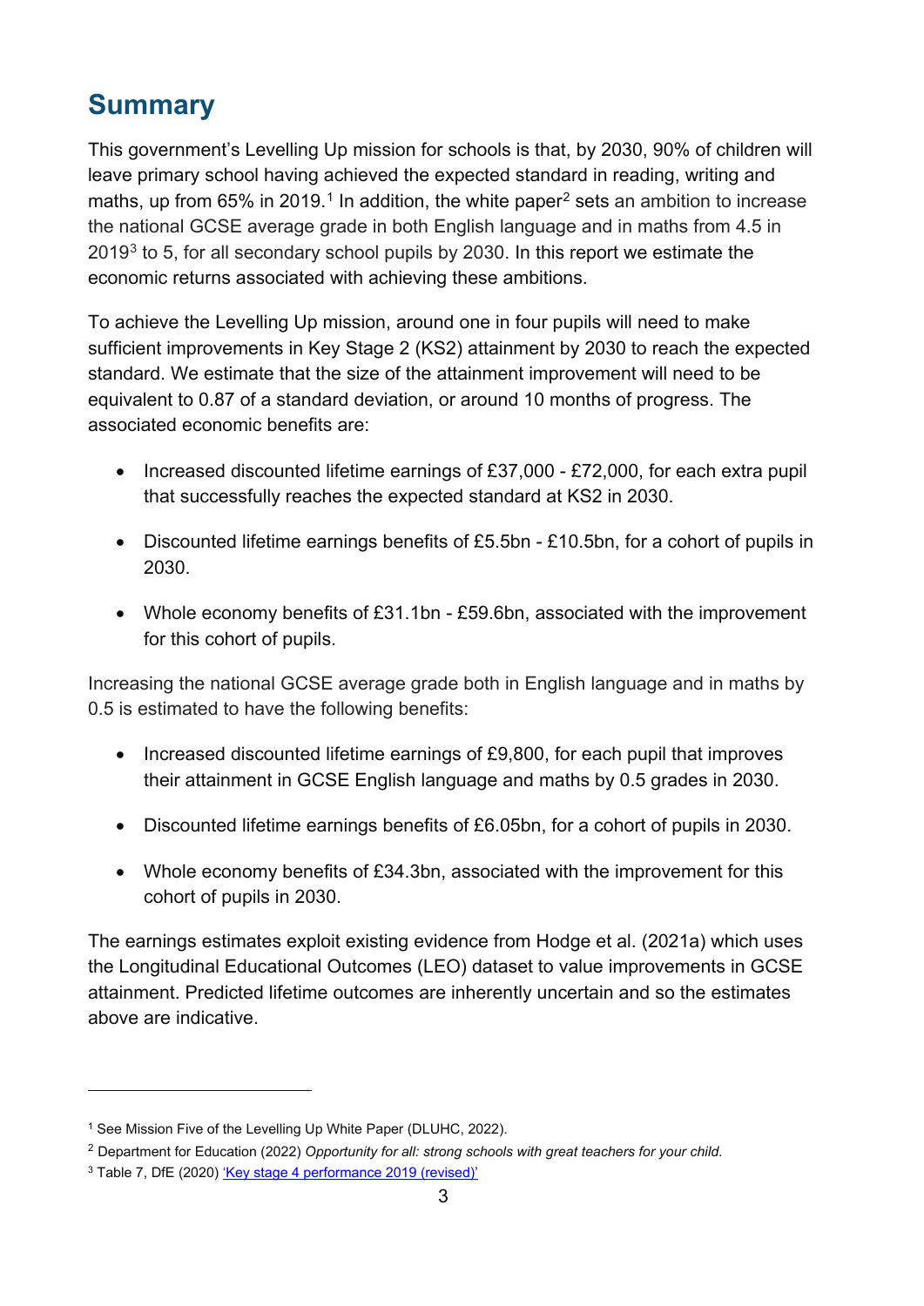## Summary

This government's Levelling Up mission for schools is that, by 2030, 90% of children will leave primary school having achieved the expected standard in reading, writing and maths, up from 65% in 2019.[1] In addition, the white paper[2] sets an ambition to increase the national GCSE average grade in both English language and in maths from 4.5 in 2019[3] to 5, for all secondary school pupils by 2030. In this report we estimate the economic returns associated with achieving these ambitions.

To achieve the Levelling Up mission, around one in four pupils will need to make sufficient improvements in Key Stage 2 (KS2) attainment by 2030 to reach the expected standard. We estimate that the size of the attainment improvement will need to be equivalent to 0.87 of a standard deviation, or around 10 months of progress. The associated economic benefits are:

- Increased discounted lifetime earnings of £37,000 - £72,000, for each extra pupil that successfully reaches the expected standard at KS2 in 2030.
- Discounted lifetime earnings benefits of £5.5bn - £10.5bn, for a cohort of pupils in 2030.
- Whole economy benefits of £31.1bn - £59.6bn, associated with the improvement for this cohort of pupils.

Increasing the national GCSE average grade both in English language and in maths by 0.5 is estimated to have the following benefits:

- Increased discounted lifetime earnings of £9,800, for each pupil that improves their attainment in GCSE English language and maths by 0.5 grades in 2030.
- Discounted lifetime earnings benefits of £6.05bn, for a cohort of pupils in 2030.
- Whole economy benefits of £34.3bn, associated with the improvement for this cohort of pupils in 2030.

The earnings estimates exploit existing evidence from Hodge et al. (2021a) which uses the Longitudinal Educational Outcomes (LEO) dataset to value improvements in GCSE attainment. Predicted lifetime outcomes are inherently uncertain and so the estimates above are indicative.

---

[1] See Mission Five of the Levelling Up White Paper (DLUHC, 2022).

[2] Department for Education (2022) *Opportunity for all: strong schools with great teachers for your child.*

[3] Table 7, DfE (2020) 'Key stage 4 performance 2019 (revised)'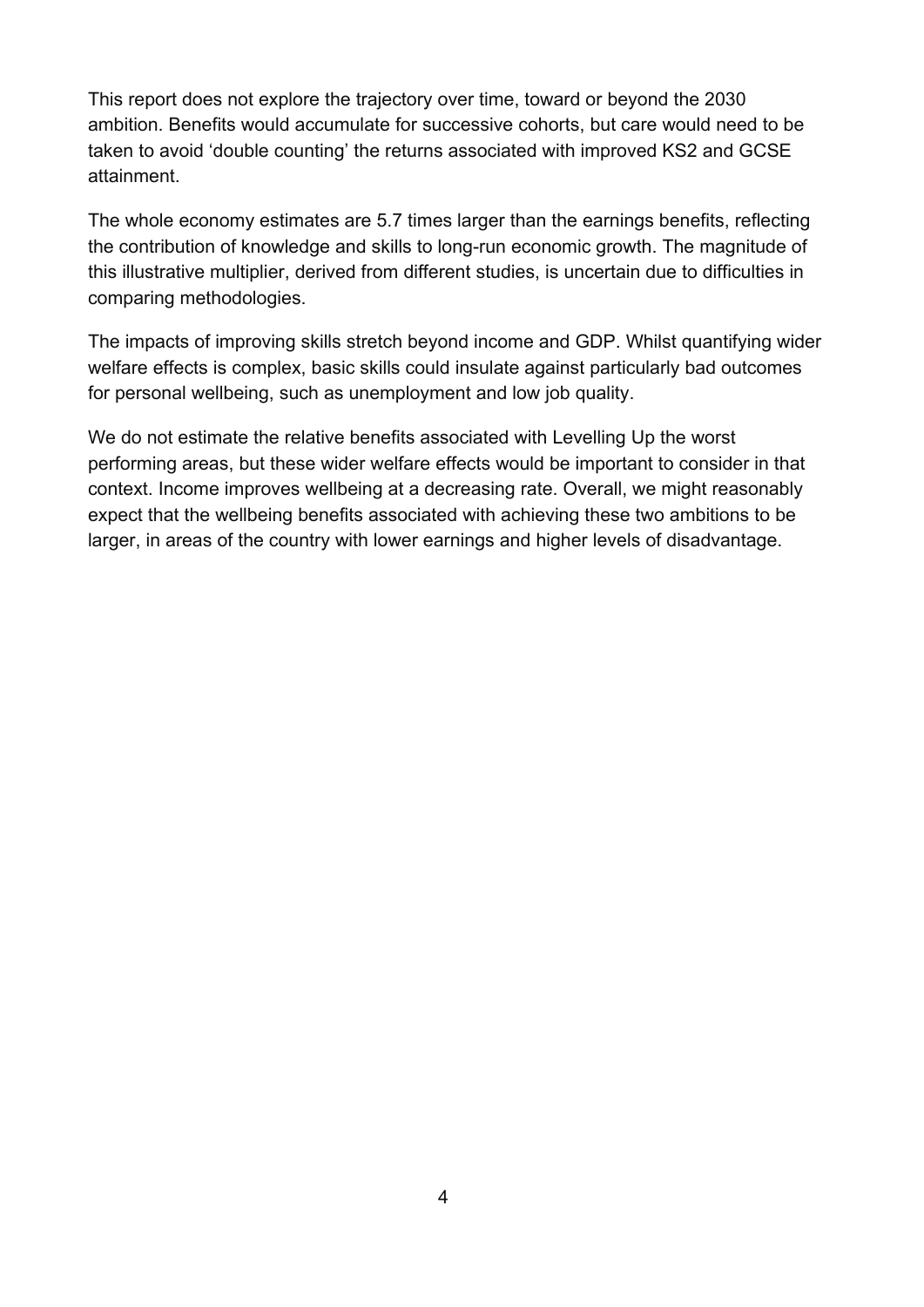This report does not explore the trajectory over time, toward or beyond the 2030 ambition. Benefits would accumulate for successive cohorts, but care would need to be taken to avoid 'double counting' the returns associated with improved KS2 and GCSE attainment.

The whole economy estimates are 5.7 times larger than the earnings benefits, reflecting the contribution of knowledge and skills to long-run economic growth. The magnitude of this illustrative multiplier, derived from different studies, is uncertain due to difficulties in comparing methodologies.

The impacts of improving skills stretch beyond income and GDP. Whilst quantifying wider welfare effects is complex, basic skills could insulate against particularly bad outcomes for personal wellbeing, such as unemployment and low job quality.

We do not estimate the relative benefits associated with Levelling Up the worst performing areas, but these wider welfare effects would be important to consider in that context. Income improves wellbeing at a decreasing rate. Overall, we might reasonably expect that the wellbeing benefits associated with achieving these two ambitions to be larger, in areas of the country with lower earnings and higher levels of disadvantage.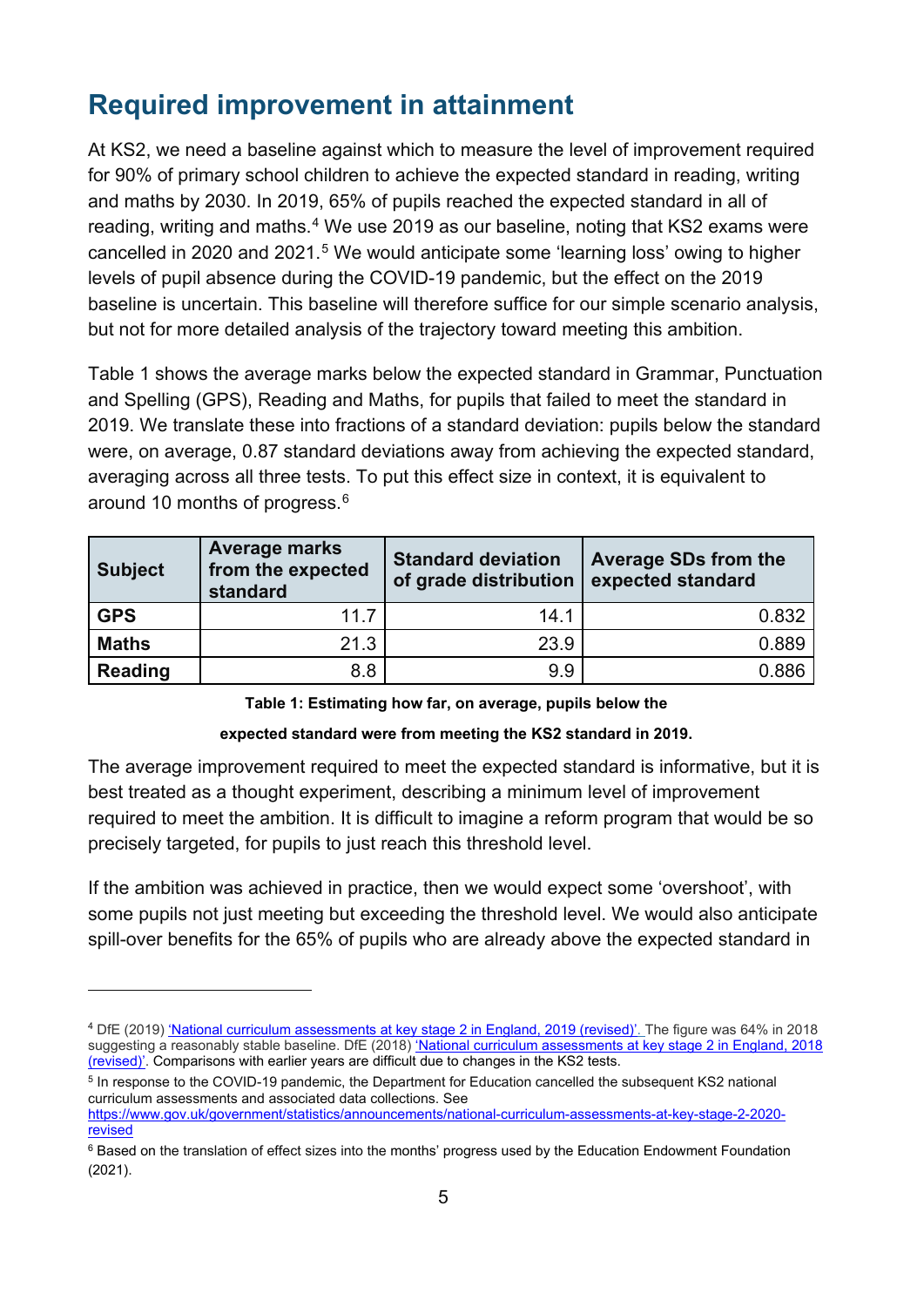## Required improvement in attainment

At KS2, we need a baseline against which to measure the level of improvement required for 90% of primary school children to achieve the expected standard in reading, writing and maths by 2030. In 2019, 65% of pupils reached the expected standard in all of reading, writing and maths.[4] We use 2019 as our baseline, noting that KS2 exams were cancelled in 2020 and 2021.[5] We would anticipate some 'learning loss' owing to higher levels of pupil absence during the COVID-19 pandemic, but the effect on the 2019 baseline is uncertain. This baseline will therefore suffice for our simple scenario analysis, but not for more detailed analysis of the trajectory toward meeting this ambition.

Table 1 shows the average marks below the expected standard in Grammar, Punctuation and Spelling (GPS), Reading and Maths, for pupils that failed to meet the standard in 2019. We translate these into fractions of a standard deviation: pupils below the standard were, on average, 0.87 standard deviations away from achieving the expected standard, averaging across all three tests. To put this effect size in context, it is equivalent to around 10 months of progress.[6]

| Subject | Average marks from the expected standard | Standard deviation of grade distribution | Average SDs from the expected standard |
|---|---|---|---|
| **GPS** | 11.7 | 14.1 | 0.832 |
| **Maths** | 21.3 | 23.9 | 0.889 |
| **Reading** | 8.8 | 9.9 | 0.886 |

**Table 1: Estimating how far, on average, pupils below the expected standard were from meeting the KS2 standard in 2019.**

The average improvement required to meet the expected standard is informative, but it is best treated as a thought experiment, describing a minimum level of improvement required to meet the ambition. It is difficult to imagine a reform program that would be so precisely targeted, for pupils to just reach this threshold level.

If the ambition was achieved in practice, then we would expect some 'overshoot', with some pupils not just meeting but exceeding the threshold level. We would also anticipate spill-over benefits for the 65% of pupils who are already above the expected standard in

---

[4] DfE (2019) 'National curriculum assessments at key stage 2 in England, 2019 (revised)'. The figure was 64% in 2018 suggesting a reasonably stable baseline. DfE (2018) 'National curriculum assessments at key stage 2 in England, 2018 (revised)'. Comparisons with earlier years are difficult due to changes in the KS2 tests.

[5] In response to the COVID-19 pandemic, the Department for Education cancelled the subsequent KS2 national curriculum assessments and associated data collections. See https://www.gov.uk/government/statistics/announcements/national-curriculum-assessments-at-key-stage-2-2020-revised

[6] Based on the translation of effect sizes into the months' progress used by the Education Endowment Foundation (2021).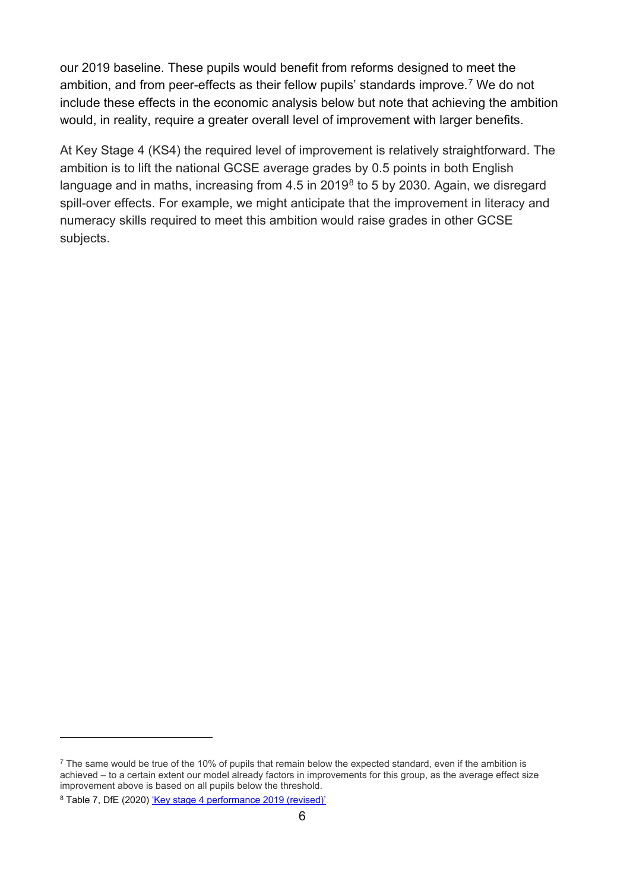our 2019 baseline. These pupils would benefit from reforms designed to meet the ambition, and from peer-effects as their fellow pupils' standards improve.[7] We do not include these effects in the economic analysis below but note that achieving the ambition would, in reality, require a greater overall level of improvement with larger benefits.

At Key Stage 4 (KS4) the required level of improvement is relatively straightforward. The ambition is to lift the national GCSE average grades by 0.5 points in both English language and in maths, increasing from 4.5 in 2019[8] to 5 by 2030. Again, we disregard spill-over effects. For example, we might anticipate that the improvement in literacy and numeracy skills required to meet this ambition would raise grades in other GCSE subjects.

---

[7] The same would be true of the 10% of pupils that remain below the expected standard, even if the ambition is achieved – to a certain extent our model already factors in improvements for this group, as the average effect size improvement above is based on all pupils below the threshold.

[8] Table 7, DfE (2020) ['Key stage 4 performance 2019 (revised)']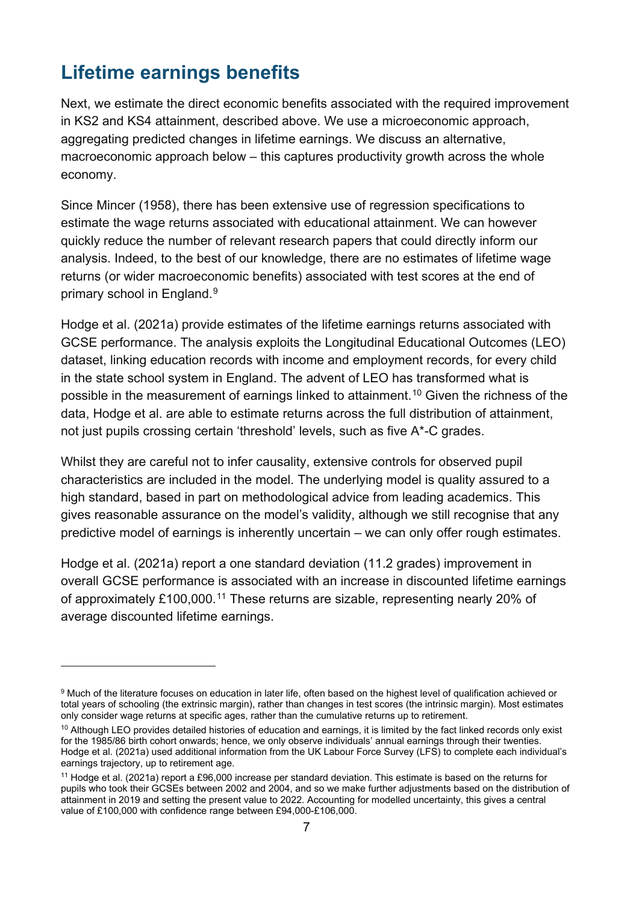## Lifetime earnings benefits

Next, we estimate the direct economic benefits associated with the required improvement in KS2 and KS4 attainment, described above. We use a microeconomic approach, aggregating predicted changes in lifetime earnings. We discuss an alternative, macroeconomic approach below – this captures productivity growth across the whole economy.

Since Mincer (1958), there has been extensive use of regression specifications to estimate the wage returns associated with educational attainment. We can however quickly reduce the number of relevant research papers that could directly inform our analysis. Indeed, to the best of our knowledge, there are no estimates of lifetime wage returns (or wider macroeconomic benefits) associated with test scores at the end of primary school in England.[9]

Hodge et al. (2021a) provide estimates of the lifetime earnings returns associated with GCSE performance. The analysis exploits the Longitudinal Educational Outcomes (LEO) dataset, linking education records with income and employment records, for every child in the state school system in England. The advent of LEO has transformed what is possible in the measurement of earnings linked to attainment.[10] Given the richness of the data, Hodge et al. are able to estimate returns across the full distribution of attainment, not just pupils crossing certain 'threshold' levels, such as five A*-C grades.

Whilst they are careful not to infer causality, extensive controls for observed pupil characteristics are included in the model. The underlying model is quality assured to a high standard, based in part on methodological advice from leading academics. This gives reasonable assurance on the model's validity, although we still recognise that any predictive model of earnings is inherently uncertain – we can only offer rough estimates.

Hodge et al. (2021a) report a one standard deviation (11.2 grades) improvement in overall GCSE performance is associated with an increase in discounted lifetime earnings of approximately £100,000.[11] These returns are sizable, representing nearly 20% of average discounted lifetime earnings.

---

[9] Much of the literature focuses on education in later life, often based on the highest level of qualification achieved or total years of schooling (the extrinsic margin), rather than changes in test scores (the intrinsic margin). Most estimates only consider wage returns at specific ages, rather than the cumulative returns up to retirement.

[10] Although LEO provides detailed histories of education and earnings, it is limited by the fact linked records only exist for the 1985/86 birth cohort onwards; hence, we only observe individuals' annual earnings through their twenties. Hodge et al. (2021a) used additional information from the UK Labour Force Survey (LFS) to complete each individual's earnings trajectory, up to retirement age.

[11] Hodge et al. (2021a) report a £96,000 increase per standard deviation. This estimate is based on the returns for pupils who took their GCSEs between 2002 and 2004, and so we make further adjustments based on the distribution of attainment in 2019 and setting the present value to 2022. Accounting for modelled uncertainty, this gives a central value of £100,000 with confidence range between £94,000-£106,000.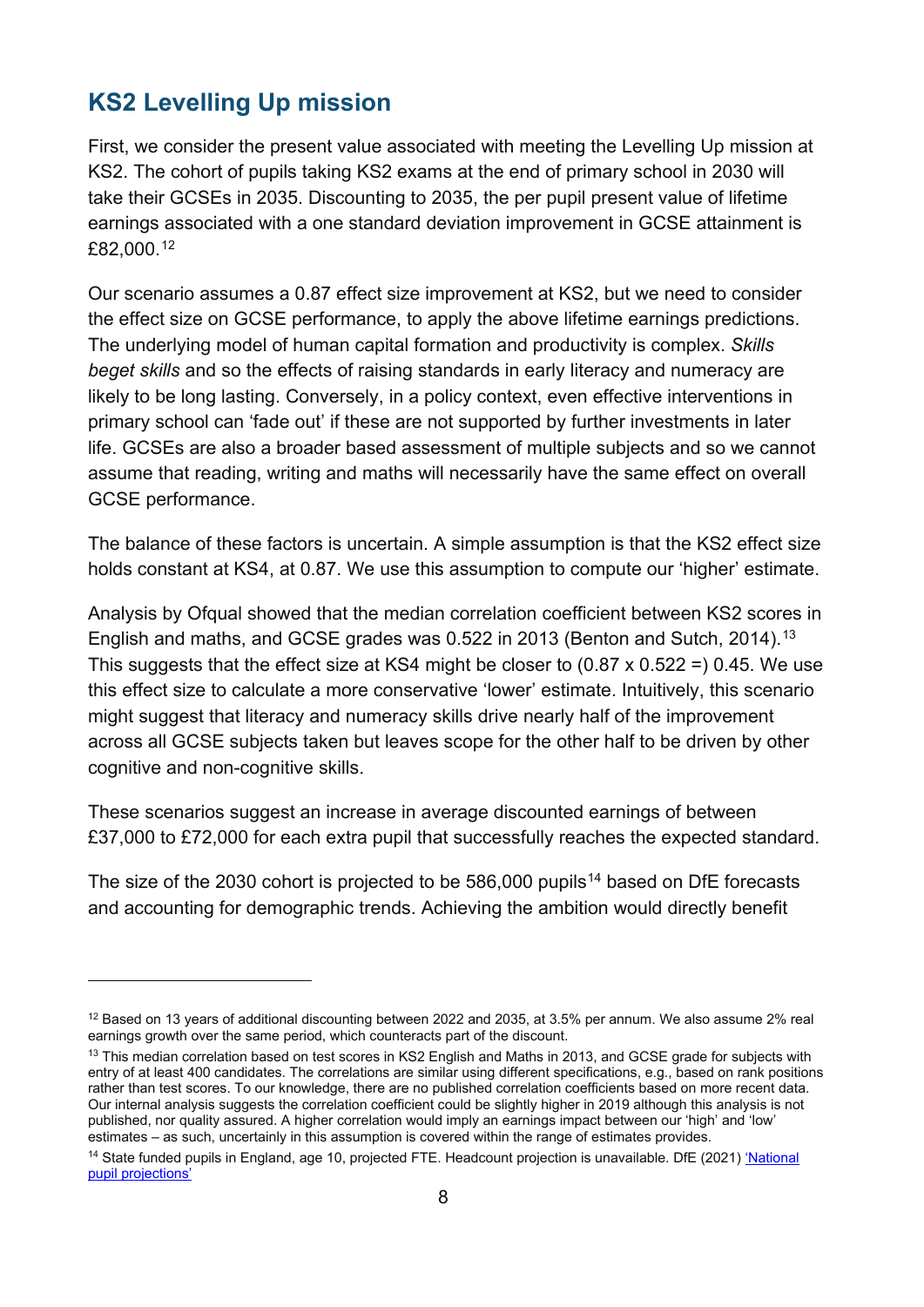## KS2 Levelling Up mission

First, we consider the present value associated with meeting the Levelling Up mission at KS2. The cohort of pupils taking KS2 exams at the end of primary school in 2030 will take their GCSEs in 2035. Discounting to 2035, the per pupil present value of lifetime earnings associated with a one standard deviation improvement in GCSE attainment is £82,000.[12]

Our scenario assumes a 0.87 effect size improvement at KS2, but we need to consider the effect size on GCSE performance, to apply the above lifetime earnings predictions. The underlying model of human capital formation and productivity is complex. *Skills beget skills* and so the effects of raising standards in early literacy and numeracy are likely to be long lasting. Conversely, in a policy context, even effective interventions in primary school can 'fade out' if these are not supported by further investments in later life. GCSEs are also a broader based assessment of multiple subjects and so we cannot assume that reading, writing and maths will necessarily have the same effect on overall GCSE performance.

The balance of these factors is uncertain. A simple assumption is that the KS2 effect size holds constant at KS4, at 0.87. We use this assumption to compute our 'higher' estimate.

Analysis by Ofqual showed that the median correlation coefficient between KS2 scores in English and maths, and GCSE grades was 0.522 in 2013 (Benton and Sutch, 2014).[13] This suggests that the effect size at KS4 might be closer to (0.87 x 0.522 =) 0.45. We use this effect size to calculate a more conservative 'lower' estimate. Intuitively, this scenario might suggest that literacy and numeracy skills drive nearly half of the improvement across all GCSE subjects taken but leaves scope for the other half to be driven by other cognitive and non-cognitive skills.

These scenarios suggest an increase in average discounted earnings of between £37,000 to £72,000 for each extra pupil that successfully reaches the expected standard.

The size of the 2030 cohort is projected to be 586,000 pupils[14] based on DfE forecasts and accounting for demographic trends. Achieving the ambition would directly benefit

---

[12] Based on 13 years of additional discounting between 2022 and 2035, at 3.5% per annum. We also assume 2% real earnings growth over the same period, which counteracts part of the discount.

[13] This median correlation based on test scores in KS2 English and Maths in 2013, and GCSE grade for subjects with entry of at least 400 candidates. The correlations are similar using different specifications, e.g., based on rank positions rather than test scores. To our knowledge, there are no published correlation coefficients based on more recent data. Our internal analysis suggests the correlation coefficient could be slightly higher in 2019 although this analysis is not published, nor quality assured. A higher correlation would imply an earnings impact between our 'high' and 'low' estimates – as such, uncertainly in this assumption is covered within the range of estimates provides.

[14] State funded pupils in England, age 10, projected FTE. Headcount projection is unavailable. DfE (2021) 'National pupil projections'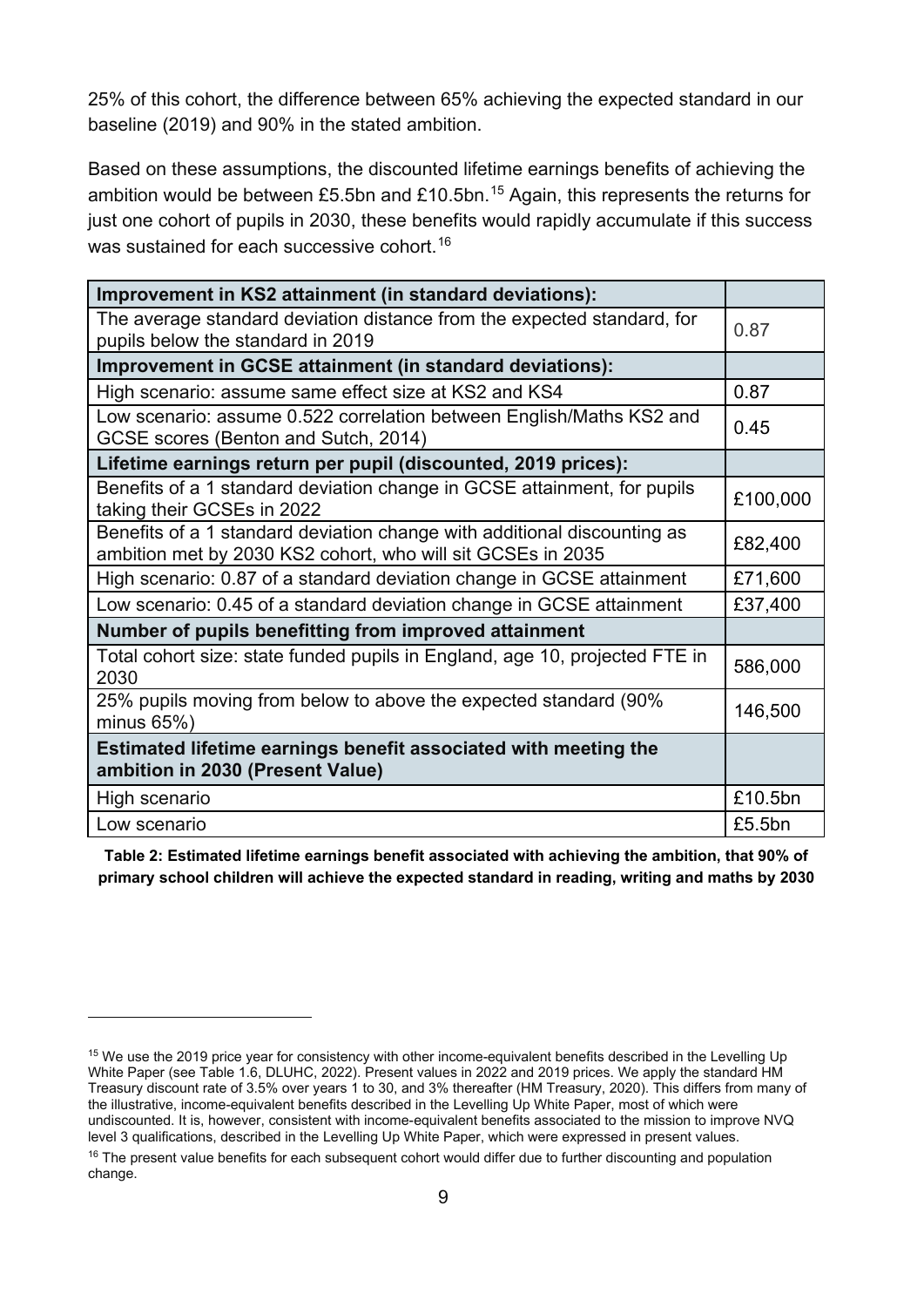25% of this cohort, the difference between 65% achieving the expected standard in our baseline (2019) and 90% in the stated ambition.

Based on these assumptions, the discounted lifetime earnings benefits of achieving the ambition would be between £5.5bn and £10.5bn.[15] Again, this represents the returns for just one cohort of pupils in 2030, these benefits would rapidly accumulate if this success was sustained for each successive cohort.[16]

| **Improvement in KS2 attainment (in standard deviations):** | |
|---|---|
| The average standard deviation distance from the expected standard, for pupils below the standard in 2019 | 0.87 |
| **Improvement in GCSE attainment (in standard deviations):** | |
| High scenario: assume same effect size at KS2 and KS4 | 0.87 |
| Low scenario: assume 0.522 correlation between English/Maths KS2 and GCSE scores (Benton and Sutch, 2014) | 0.45 |
| **Lifetime earnings return per pupil (discounted, 2019 prices):** | |
| Benefits of a 1 standard deviation change in GCSE attainment, for pupils taking their GCSEs in 2022 | £100,000 |
| Benefits of a 1 standard deviation change with additional discounting as ambition met by 2030 KS2 cohort, who will sit GCSEs in 2035 | £82,400 |
| High scenario: 0.87 of a standard deviation change in GCSE attainment | £71,600 |
| Low scenario: 0.45 of a standard deviation change in GCSE attainment | £37,400 |
| **Number of pupils benefitting from improved attainment** | |
| Total cohort size: state funded pupils in England, age 10, projected FTE in 2030 | 586,000 |
| 25% pupils moving from below to above the expected standard (90% minus 65%) | 146,500 |
| **Estimated lifetime earnings benefit associated with meeting the ambition in 2030 (Present Value)** | |
| High scenario | £10.5bn |
| Low scenario | £5.5bn |

**Table 2: Estimated lifetime earnings benefit associated with achieving the ambition, that 90% of primary school children will achieve the expected standard in reading, writing and maths by 2030**

[15] We use the 2019 price year for consistency with other income-equivalent benefits described in the Levelling Up White Paper (see Table 1.6, DLUHC, 2022). Present values in 2022 and 2019 prices. We apply the standard HM Treasury discount rate of 3.5% over years 1 to 30, and 3% thereafter (HM Treasury, 2020). This differs from many of the illustrative, income-equivalent benefits described in the Levelling Up White Paper, most of which were undiscounted. It is, however, consistent with income-equivalent benefits associated to the mission to improve NVQ level 3 qualifications, described in the Levelling Up White Paper, which were expressed in present values.

[16] The present value benefits for each subsequent cohort would differ due to further discounting and population change.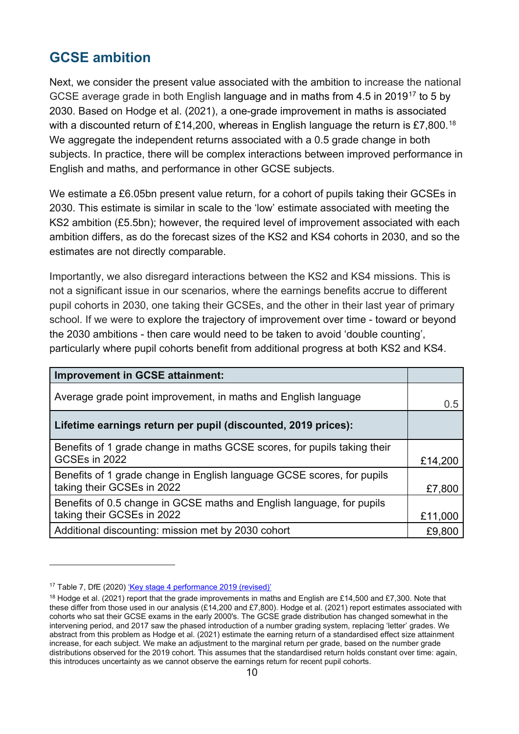## GCSE ambition

Next, we consider the present value associated with the ambition to increase the national GCSE average grade in both English language and in maths from 4.5 in 2019[17] to 5 by 2030. Based on Hodge et al. (2021), a one-grade improvement in maths is associated with a discounted return of £14,200, whereas in English language the return is £7,800.[18] We aggregate the independent returns associated with a 0.5 grade change in both subjects. In practice, there will be complex interactions between improved performance in English and maths, and performance in other GCSE subjects.

We estimate a £6.05bn present value return, for a cohort of pupils taking their GCSEs in 2030. This estimate is similar in scale to the 'low' estimate associated with meeting the KS2 ambition (£5.5bn); however, the required level of improvement associated with each ambition differs, as do the forecast sizes of the KS2 and KS4 cohorts in 2030, and so the estimates are not directly comparable.

Importantly, we also disregard interactions between the KS2 and KS4 missions. This is not a significant issue in our scenarios, where the earnings benefits accrue to different pupil cohorts in 2030, one taking their GCSEs, and the other in their last year of primary school. If we were to explore the trajectory of improvement over time - toward or beyond the 2030 ambitions - then care would need to be taken to avoid 'double counting', particularly where pupil cohorts benefit from additional progress at both KS2 and KS4.

| **Improvement in GCSE attainment:** | |
|---|---|
| Average grade point improvement, in maths and English language | 0.5 |
| **Lifetime earnings return per pupil (discounted, 2019 prices):** | |
| Benefits of 1 grade change in maths GCSE scores, for pupils taking their GCSEs in 2022 | £14,200 |
| Benefits of 1 grade change in English language GCSE scores, for pupils taking their GCSEs in 2022 | £7,800 |
| Benefits of 0.5 change in GCSE maths and English language, for pupils taking their GCSEs in 2022 | £11,000 |
| Additional discounting: mission met by 2030 cohort | £9,800 |

[17] Table 7, DfE (2020) 'Key stage 4 performance 2019 (revised)'

[18] Hodge et al. (2021) report that the grade improvements in maths and English are £14,500 and £7,300. Note that these differ from those used in our analysis (£14,200 and £7,800). Hodge et al. (2021) report estimates associated with cohorts who sat their GCSE exams in the early 2000's. The GCSE grade distribution has changed somewhat in the intervening period, and 2017 saw the phased introduction of a number grading system, replacing 'letter' grades. We abstract from this problem as Hodge et al. (2021) estimate the earning return of a standardised effect size attainment increase, for each subject. We make an adjustment to the marginal return per grade, based on the number grade distributions observed for the 2019 cohort. This assumes that the standardised return holds constant over time: again, this introduces uncertainty as we cannot observe the earnings return for recent pupil cohorts.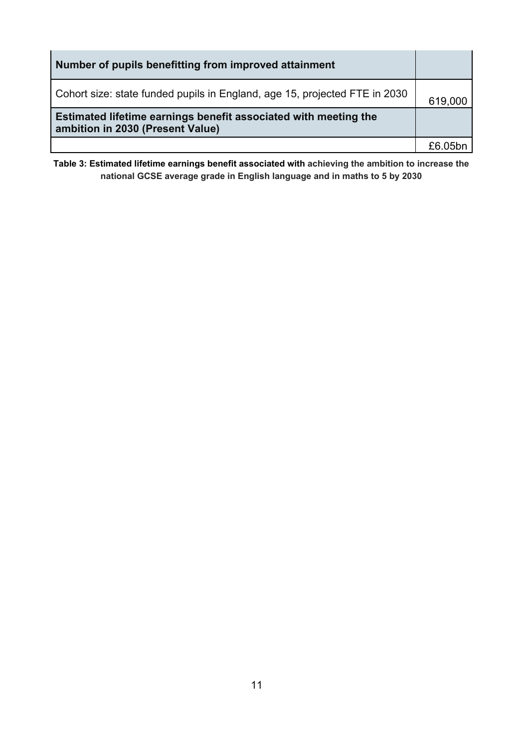| Number of pupils benefitting from improved attainment | |
|---|---|
| Cohort size: state funded pupils in England, age 15, projected FTE in 2030 | 619,000 |
| **Estimated lifetime earnings benefit associated with meeting the ambition in 2030 (Present Value)** | |
| | £6.05bn |

**Table 3: Estimated lifetime earnings benefit associated with achieving the ambition to increase the national GCSE average grade in English language and in maths to 5 by 2030**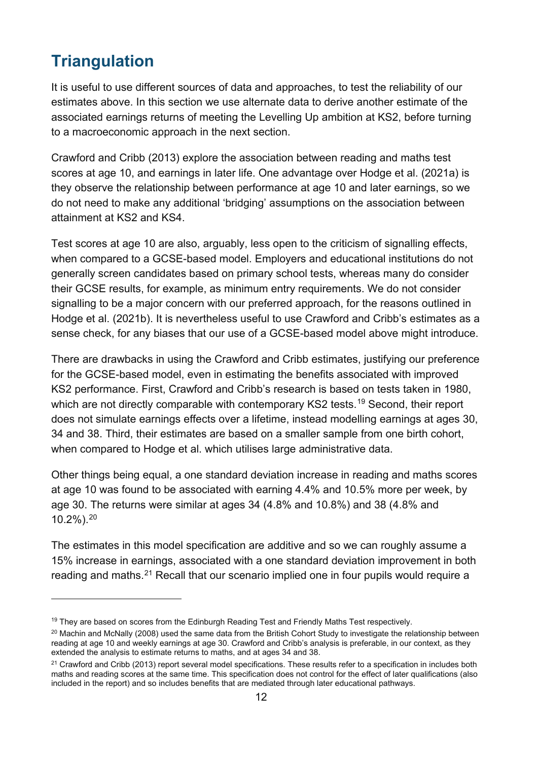## Triangulation

It is useful to use different sources of data and approaches, to test the reliability of our estimates above. In this section we use alternate data to derive another estimate of the associated earnings returns of meeting the Levelling Up ambition at KS2, before turning to a macroeconomic approach in the next section.

Crawford and Cribb (2013) explore the association between reading and maths test scores at age 10, and earnings in later life. One advantage over Hodge et al. (2021a) is they observe the relationship between performance at age 10 and later earnings, so we do not need to make any additional 'bridging' assumptions on the association between attainment at KS2 and KS4.

Test scores at age 10 are also, arguably, less open to the criticism of signalling effects, when compared to a GCSE-based model. Employers and educational institutions do not generally screen candidates based on primary school tests, whereas many do consider their GCSE results, for example, as minimum entry requirements. We do not consider signalling to be a major concern with our preferred approach, for the reasons outlined in Hodge et al. (2021b). It is nevertheless useful to use Crawford and Cribb's estimates as a sense check, for any biases that our use of a GCSE-based model above might introduce.

There are drawbacks in using the Crawford and Cribb estimates, justifying our preference for the GCSE-based model, even in estimating the benefits associated with improved KS2 performance. First, Crawford and Cribb's research is based on tests taken in 1980, which are not directly comparable with contemporary KS2 tests.[19] Second, their report does not simulate earnings effects over a lifetime, instead modelling earnings at ages 30, 34 and 38. Third, their estimates are based on a smaller sample from one birth cohort, when compared to Hodge et al. which utilises large administrative data.

Other things being equal, a one standard deviation increase in reading and maths scores at age 10 was found to be associated with earning 4.4% and 10.5% more per week, by age 30. The returns were similar at ages 34 (4.8% and 10.8%) and 38 (4.8% and 10.2%).[20]

The estimates in this model specification are additive and so we can roughly assume a 15% increase in earnings, associated with a one standard deviation improvement in both reading and maths.[21] Recall that our scenario implied one in four pupils would require a

---

[19] They are based on scores from the Edinburgh Reading Test and Friendly Maths Test respectively.

[20] Machin and McNally (2008) used the same data from the British Cohort Study to investigate the relationship between reading at age 10 and weekly earnings at age 30. Crawford and Cribb's analysis is preferable, in our context, as they extended the analysis to estimate returns to maths, and at ages 34 and 38.

[21] Crawford and Cribb (2013) report several model specifications. These results refer to a specification in includes both maths and reading scores at the same time. This specification does not control for the effect of later qualifications (also included in the report) and so includes benefits that are mediated through later educational pathways.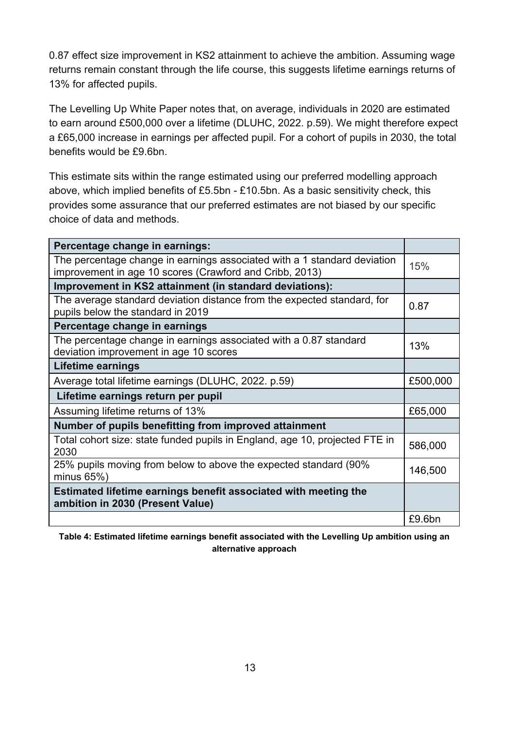0.87 effect size improvement in KS2 attainment to achieve the ambition. Assuming wage returns remain constant through the life course, this suggests lifetime earnings returns of 13% for affected pupils.

The Levelling Up White Paper notes that, on average, individuals in 2020 are estimated to earn around £500,000 over a lifetime (DLUHC, 2022. p.59). We might therefore expect a £65,000 increase in earnings per affected pupil. For a cohort of pupils in 2030, the total benefits would be £9.6bn.

This estimate sits within the range estimated using our preferred modelling approach above, which implied benefits of £5.5bn - £10.5bn. As a basic sensitivity check, this provides some assurance that our preferred estimates are not biased by our specific choice of data and methods.

| **Percentage change in earnings:** | |
|---|---|
| The percentage change in earnings associated with a 1 standard deviation improvement in age 10 scores (Crawford and Cribb, 2013) | 15% |
| **Improvement in KS2 attainment (in standard deviations):** | |
| The average standard deviation distance from the expected standard, for pupils below the standard in 2019 | 0.87 |
| **Percentage change in earnings** | |
| The percentage change in earnings associated with a 0.87 standard deviation improvement in age 10 scores | 13% |
| **Lifetime earnings** | |
| Average total lifetime earnings (DLUHC, 2022. p.59) | £500,000 |
| **Lifetime earnings return per pupil** | |
| Assuming lifetime returns of 13% | £65,000 |
| **Number of pupils benefitting from improved attainment** | |
| Total cohort size: state funded pupils in England, age 10, projected FTE in 2030 | 586,000 |
| 25% pupils moving from below to above the expected standard (90% minus 65%) | 146,500 |
| **Estimated lifetime earnings benefit associated with meeting the ambition in 2030 (Present Value)** | |
| | £9.6bn |

**Table 4: Estimated lifetime earnings benefit associated with the Levelling Up ambition using an alternative approach**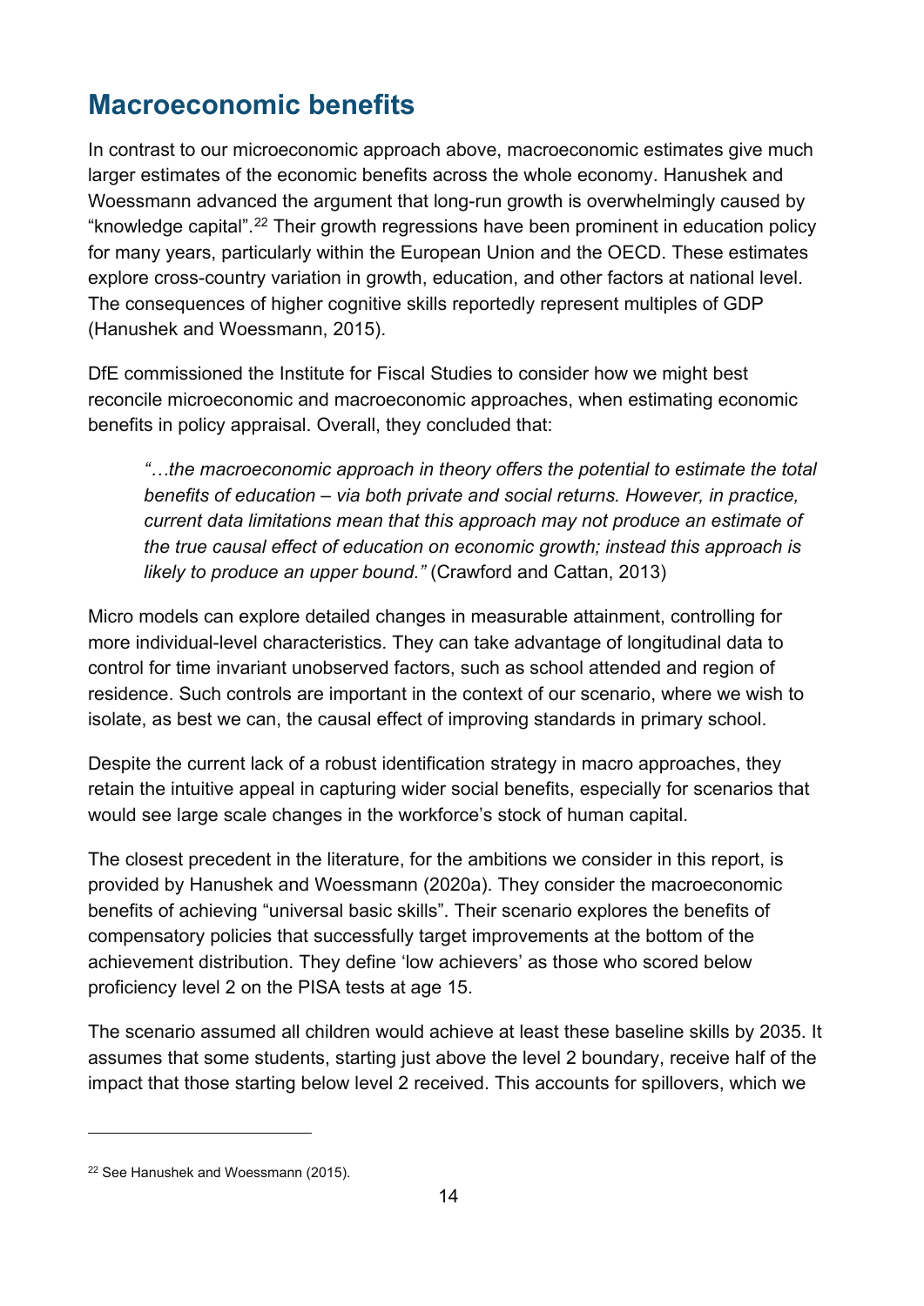## Macroeconomic benefits

In contrast to our microeconomic approach above, macroeconomic estimates give much larger estimates of the economic benefits across the whole economy. Hanushek and Woessmann advanced the argument that long-run growth is overwhelmingly caused by "knowledge capital".[22] Their growth regressions have been prominent in education policy for many years, particularly within the European Union and the OECD. These estimates explore cross-country variation in growth, education, and other factors at national level. The consequences of higher cognitive skills reportedly represent multiples of GDP (Hanushek and Woessmann, 2015).

DfE commissioned the Institute for Fiscal Studies to consider how we might best reconcile microeconomic and macroeconomic approaches, when estimating economic benefits in policy appraisal. Overall, they concluded that:

> *"…the macroeconomic approach in theory offers the potential to estimate the total benefits of education – via both private and social returns. However, in practice, current data limitations mean that this approach may not produce an estimate of the true causal effect of education on economic growth; instead this approach is likely to produce an upper bound."* (Crawford and Cattan, 2013)

Micro models can explore detailed changes in measurable attainment, controlling for more individual-level characteristics. They can take advantage of longitudinal data to control for time invariant unobserved factors, such as school attended and region of residence. Such controls are important in the context of our scenario, where we wish to isolate, as best we can, the causal effect of improving standards in primary school.

Despite the current lack of a robust identification strategy in macro approaches, they retain the intuitive appeal in capturing wider social benefits, especially for scenarios that would see large scale changes in the workforce's stock of human capital.

The closest precedent in the literature, for the ambitions we consider in this report, is provided by Hanushek and Woessmann (2020a). They consider the macroeconomic benefits of achieving "universal basic skills". Their scenario explores the benefits of compensatory policies that successfully target improvements at the bottom of the achievement distribution. They define 'low achievers' as those who scored below proficiency level 2 on the PISA tests at age 15.

The scenario assumed all children would achieve at least these baseline skills by 2035. It assumes that some students, starting just above the level 2 boundary, receive half of the impact that those starting below level 2 received. This accounts for spillovers, which we

[22] See Hanushek and Woessmann (2015).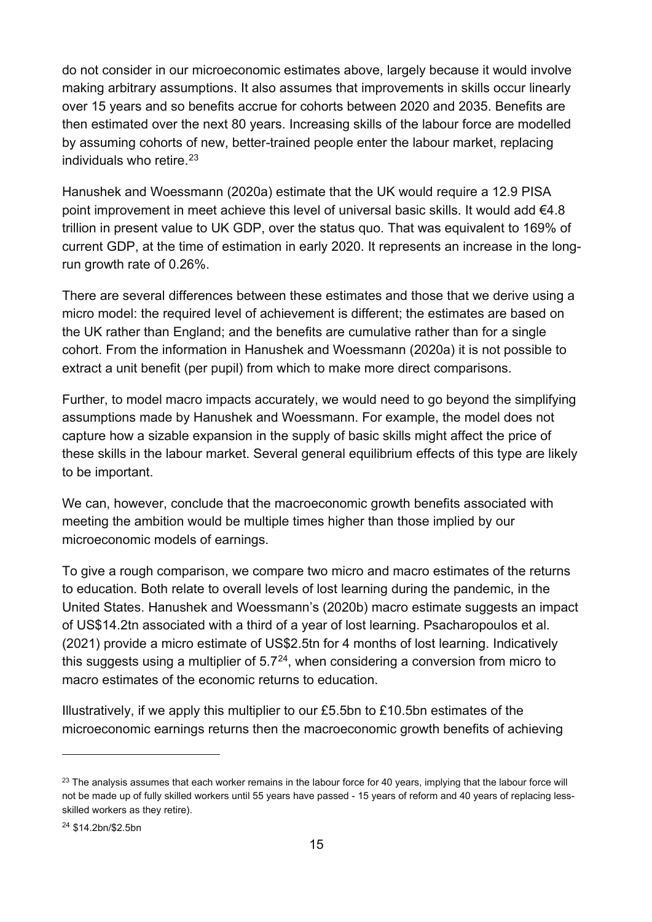do not consider in our microeconomic estimates above, largely because it would involve making arbitrary assumptions. It also assumes that improvements in skills occur linearly over 15 years and so benefits accrue for cohorts between 2020 and 2035. Benefits are then estimated over the next 80 years. Increasing skills of the labour force are modelled by assuming cohorts of new, better-trained people enter the labour market, replacing individuals who retire.[23]

Hanushek and Woessmann (2020a) estimate that the UK would require a 12.9 PISA point improvement in meet achieve this level of universal basic skills. It would add €4.8 trillion in present value to UK GDP, over the status quo. That was equivalent to 169% of current GDP, at the time of estimation in early 2020. It represents an increase in the long-run growth rate of 0.26%.

There are several differences between these estimates and those that we derive using a micro model: the required level of achievement is different; the estimates are based on the UK rather than England; and the benefits are cumulative rather than for a single cohort. From the information in Hanushek and Woessmann (2020a) it is not possible to extract a unit benefit (per pupil) from which to make more direct comparisons.

Further, to model macro impacts accurately, we would need to go beyond the simplifying assumptions made by Hanushek and Woessmann. For example, the model does not capture how a sizable expansion in the supply of basic skills might affect the price of these skills in the labour market. Several general equilibrium effects of this type are likely to be important.

We can, however, conclude that the macroeconomic growth benefits associated with meeting the ambition would be multiple times higher than those implied by our microeconomic models of earnings.

To give a rough comparison, we compare two micro and macro estimates of the returns to education. Both relate to overall levels of lost learning during the pandemic, in the United States. Hanushek and Woessmann's (2020b) macro estimate suggests an impact of US$14.2tn associated with a third of a year of lost learning. Psacharopoulos et al. (2021) provide a micro estimate of US$2.5tn for 4 months of lost learning. Indicatively this suggests using a multiplier of 5.7[24], when considering a conversion from micro to macro estimates of the economic returns to education.

Illustratively, if we apply this multiplier to our £5.5bn to £10.5bn estimates of the microeconomic earnings returns then the macroeconomic growth benefits of achieving

---

[23] The analysis assumes that each worker remains in the labour force for 40 years, implying that the labour force will not be made up of fully skilled workers until 55 years have passed - 15 years of reform and 40 years of replacing less-skilled workers as they retire).

[24] $14.2bn/$2.5bn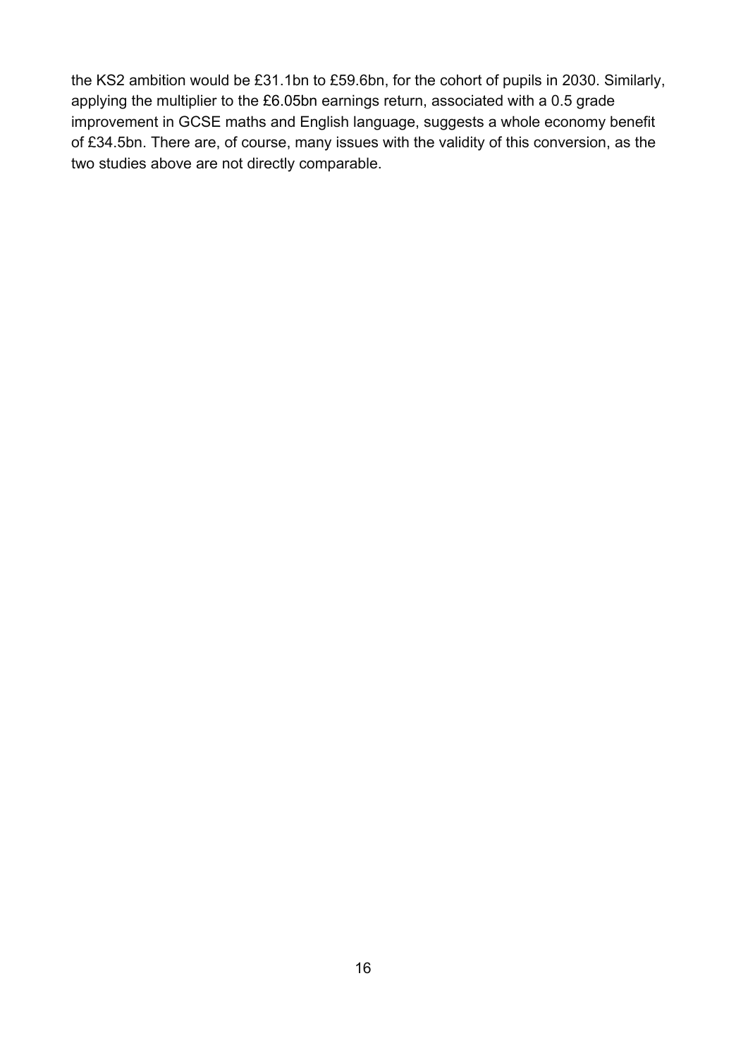the KS2 ambition would be £31.1bn to £59.6bn, for the cohort of pupils in 2030. Similarly, applying the multiplier to the £6.05bn earnings return, associated with a 0.5 grade improvement in GCSE maths and English language, suggests a whole economy benefit of £34.5bn. There are, of course, many issues with the validity of this conversion, as the two studies above are not directly comparable.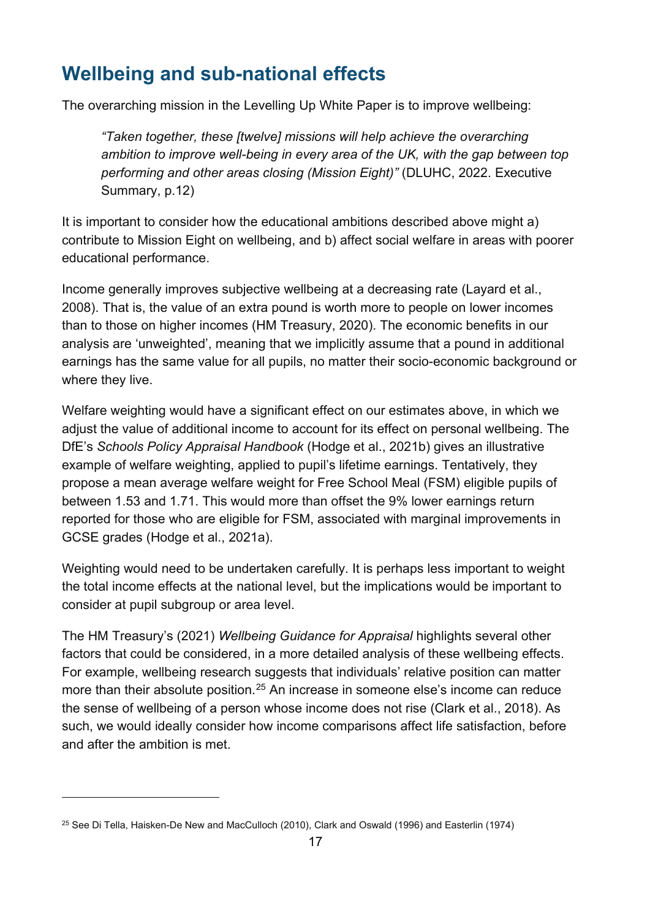## Wellbeing and sub-national effects

The overarching mission in the Levelling Up White Paper is to improve wellbeing:

> *"Taken together, these [twelve] missions will help achieve the overarching ambition to improve well-being in every area of the UK, with the gap between top performing and other areas closing (Mission Eight)"* (DLUHC, 2022. Executive Summary, p.12)

It is important to consider how the educational ambitions described above might a) contribute to Mission Eight on wellbeing, and b) affect social welfare in areas with poorer educational performance.

Income generally improves subjective wellbeing at a decreasing rate (Layard et al., 2008). That is, the value of an extra pound is worth more to people on lower incomes than to those on higher incomes (HM Treasury, 2020). The economic benefits in our analysis are 'unweighted', meaning that we implicitly assume that a pound in additional earnings has the same value for all pupils, no matter their socio-economic background or where they live.

Welfare weighting would have a significant effect on our estimates above, in which we adjust the value of additional income to account for its effect on personal wellbeing. The DfE's *Schools Policy Appraisal Handbook* (Hodge et al., 2021b) gives an illustrative example of welfare weighting, applied to pupil's lifetime earnings. Tentatively, they propose a mean average welfare weight for Free School Meal (FSM) eligible pupils of between 1.53 and 1.71. This would more than offset the 9% lower earnings return reported for those who are eligible for FSM, associated with marginal improvements in GCSE grades (Hodge et al., 2021a).

Weighting would need to be undertaken carefully. It is perhaps less important to weight the total income effects at the national level, but the implications would be important to consider at pupil subgroup or area level.

The HM Treasury's (2021) *Wellbeing Guidance for Appraisal* highlights several other factors that could be considered, in a more detailed analysis of these wellbeing effects. For example, wellbeing research suggests that individuals' relative position can matter more than their absolute position.[25] An increase in someone else's income can reduce the sense of wellbeing of a person whose income does not rise (Clark et al., 2018). As such, we would ideally consider how income comparisons affect life satisfaction, before and after the ambition is met.

---

[25] See Di Tella, Haisken-De New and MacCulloch (2010), Clark and Oswald (1996) and Easterlin (1974)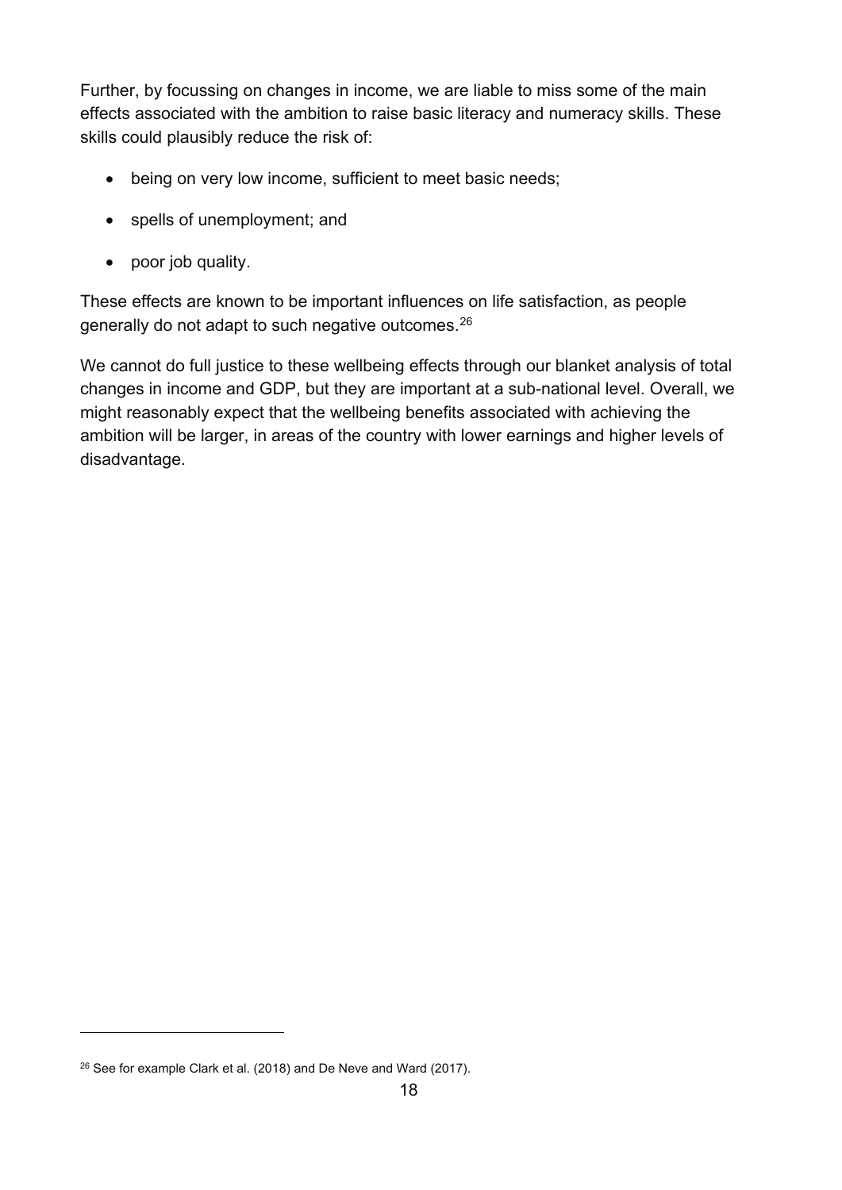Further, by focussing on changes in income, we are liable to miss some of the main effects associated with the ambition to raise basic literacy and numeracy skills. These skills could plausibly reduce the risk of:

- being on very low income, sufficient to meet basic needs;
- spells of unemployment; and
- poor job quality.

These effects are known to be important influences on life satisfaction, as people generally do not adapt to such negative outcomes.[26]

We cannot do full justice to these wellbeing effects through our blanket analysis of total changes in income and GDP, but they are important at a sub-national level. Overall, we might reasonably expect that the wellbeing benefits associated with achieving the ambition will be larger, in areas of the country with lower earnings and higher levels of disadvantage.

[26] See for example Clark et al. (2018) and De Neve and Ward (2017).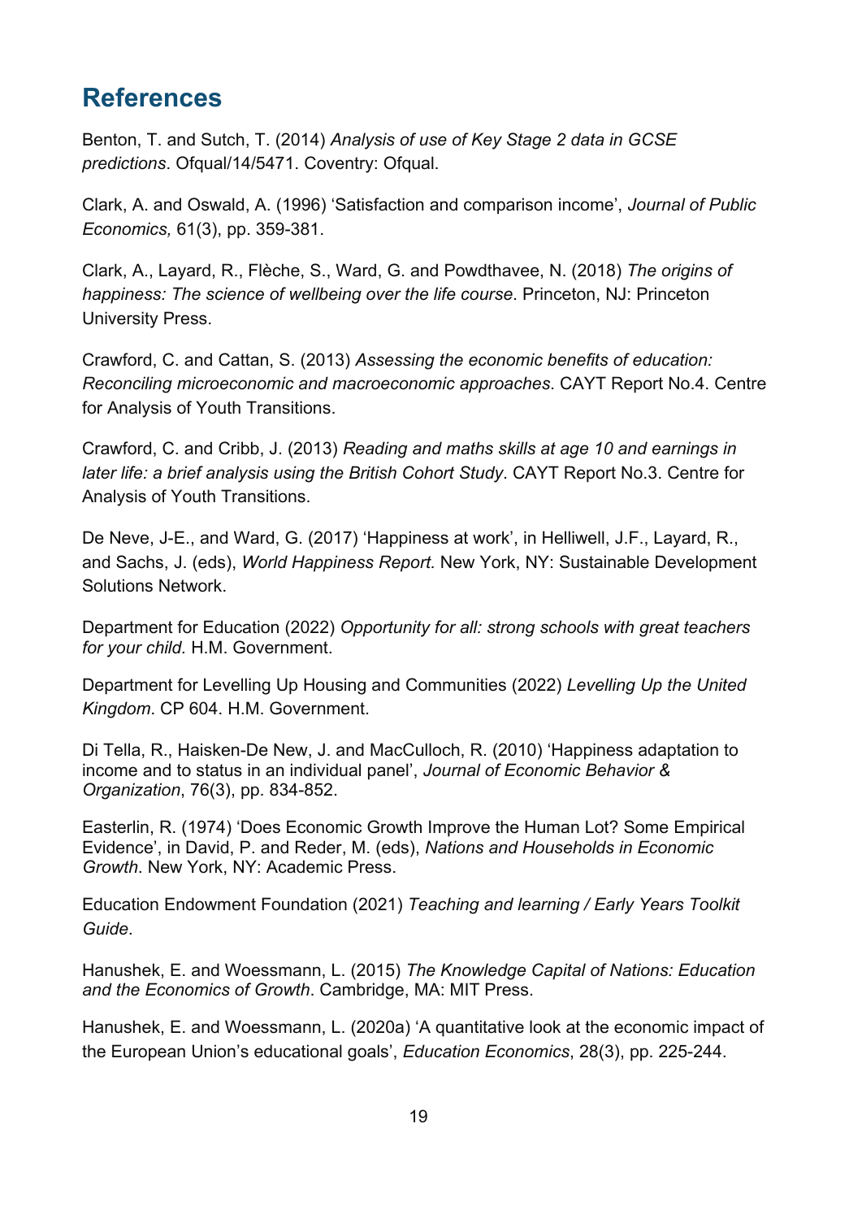## References

Benton, T. and Sutch, T. (2014) *Analysis of use of Key Stage 2 data in GCSE predictions*. Ofqual/14/5471. Coventry: Ofqual.

Clark, A. and Oswald, A. (1996) 'Satisfaction and comparison income', *Journal of Public Economics,* 61(3), pp. 359-381.

Clark, A., Layard, R., Flèche, S., Ward, G. and Powdthavee, N. (2018) *The origins of happiness: The science of wellbeing over the life course*. Princeton, NJ: Princeton University Press.

Crawford, C. and Cattan, S. (2013) *Assessing the economic benefits of education: Reconciling microeconomic and macroeconomic approaches*. CAYT Report No.4. Centre for Analysis of Youth Transitions.

Crawford, C. and Cribb, J. (2013) *Reading and maths skills at age 10 and earnings in later life: a brief analysis using the British Cohort Study*. CAYT Report No.3. Centre for Analysis of Youth Transitions.

De Neve, J-E., and Ward, G. (2017) 'Happiness at work', in Helliwell, J.F., Layard, R., and Sachs, J. (eds), *World Happiness Report.* New York, NY: Sustainable Development Solutions Network.

Department for Education (2022) *Opportunity for all: strong schools with great teachers for your child.* H.M. Government.

Department for Levelling Up Housing and Communities (2022) *Levelling Up the United Kingdom*. CP 604. H.M. Government.

Di Tella, R., Haisken-De New, J. and MacCulloch, R. (2010) 'Happiness adaptation to income and to status in an individual panel', *Journal of Economic Behavior & Organization*, 76(3), pp. 834-852.

Easterlin, R. (1974) 'Does Economic Growth Improve the Human Lot? Some Empirical Evidence', in David, P. and Reder, M. (eds), *Nations and Households in Economic Growth*. New York, NY: Academic Press.

Education Endowment Foundation (2021) *Teaching and learning / Early Years Toolkit Guide*.

Hanushek, E. and Woessmann, L. (2015) *The Knowledge Capital of Nations: Education and the Economics of Growth*. Cambridge, MA: MIT Press.

Hanushek, E. and Woessmann, L. (2020a) 'A quantitative look at the economic impact of the European Union's educational goals', *Education Economics*, 28(3), pp. 225-244.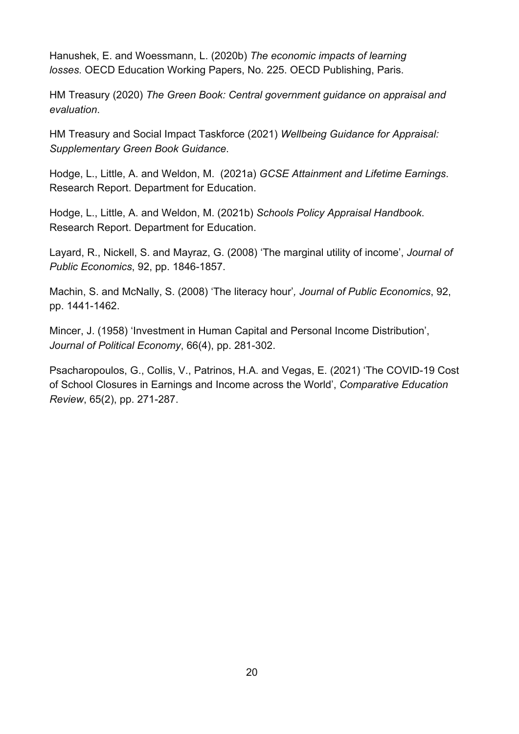Hanushek, E. and Woessmann, L. (2020b) *The economic impacts of learning losses*. OECD Education Working Papers, No. 225. OECD Publishing, Paris.

HM Treasury (2020) *The Green Book: Central government guidance on appraisal and evaluation*.

HM Treasury and Social Impact Taskforce (2021) *Wellbeing Guidance for Appraisal: Supplementary Green Book Guidance*.

Hodge, L., Little, A. and Weldon, M. (2021a) *GCSE Attainment and Lifetime Earnings*. Research Report. Department for Education.

Hodge, L., Little, A. and Weldon, M. (2021b) *Schools Policy Appraisal Handbook*. Research Report. Department for Education.

Layard, R., Nickell, S. and Mayraz, G. (2008) 'The marginal utility of income', *Journal of Public Economics*, 92, pp. 1846-1857.

Machin, S. and McNally, S. (2008) 'The literacy hour', *Journal of Public Economics*, 92, pp. 1441-1462.

Mincer, J. (1958) 'Investment in Human Capital and Personal Income Distribution', *Journal of Political Economy*, 66(4), pp. 281-302.

Psacharopoulos, G., Collis, V., Patrinos, H.A. and Vegas, E. (2021) 'The COVID-19 Cost of School Closures in Earnings and Income across the World', *Comparative Education Review*, 65(2), pp. 271-287.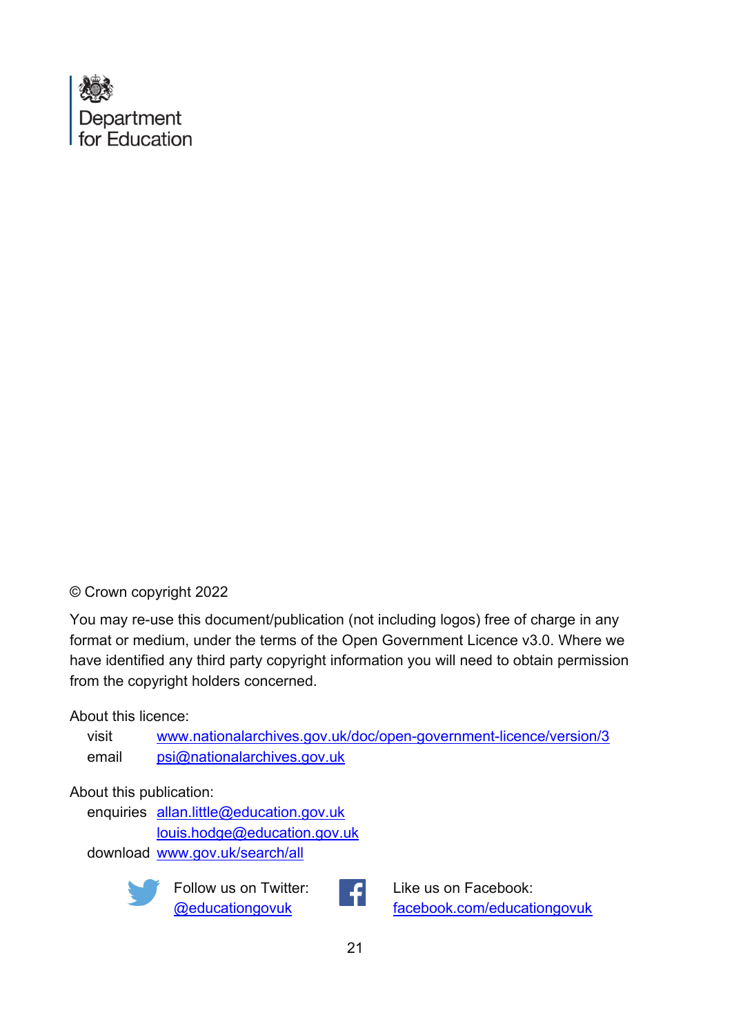Department for Education

© Crown copyright 2022

You may re-use this document/publication (not including logos) free of charge in any format or medium, under the terms of the Open Government Licence v3.0. Where we have identified any third party copyright information you will need to obtain permission from the copyright holders concerned.

About this licence:

visit www.nationalarchives.gov.uk/doc/open-government-licence/version/3
email psi@nationalarchives.gov.uk

About this publication:

enquiries allan.little@education.gov.uk
louis.hodge@education.gov.uk
download www.gov.uk/search/all

Follow us on Twitter:
@educationgovuk

Like us on Facebook:
facebook.com/educationgovuk